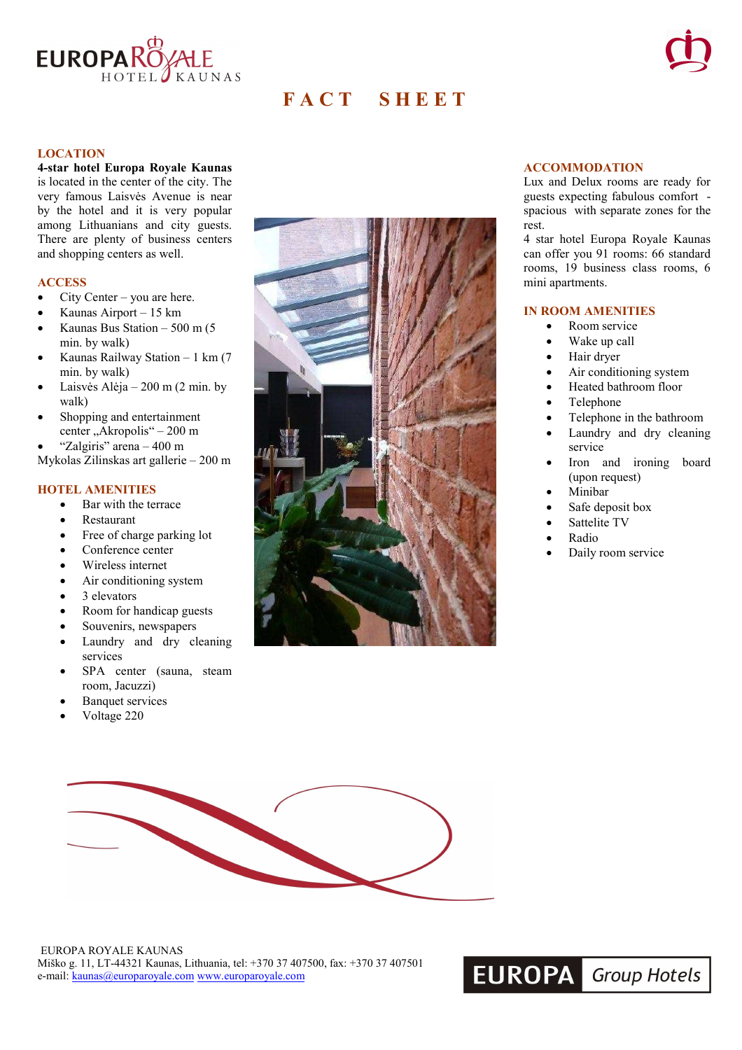# FACT SHEET

## LOCATION

**4-star hotel Europa Royale Kaunas** is located in the center of the city. The very famous Laisvės Avenue is near by the hotel and it is very popular among Lithuanians and city guests. There are plenty of business centers and shopping centers as well.

## ACCESS

- City Center – you are here.
- Kaunas Airport – 15 km
- Kaunas Bus Station – 500 m (5 min. by walk)
- Kaunas Railway Station – 1 km (7 min. by walk)
- Laisvės Alėja – 200 m (2 min. by walk)
- Shopping and entertainment center „Akropolis" – 200 m
- "Zalgiris" arena – 400 m

Mykolas Zilinskas art gallerie – 200 m

## HOTEL AMENITIES

- Bar with the terrace
- Restaurant
- Free of charge parking lot
- Conference center
- Wireless internet
- Air conditioning system
- 3 elevators
- Room for handicap guests
- Souvenirs, newspapers
- Laundry and dry cleaning services
- SPA center (sauna, steam room, Jacuzzi)
- Banquet services
- Voltage 220

## ACCOMMODATION

Lux and Delux rooms are ready for guests expecting fabulous comfort - spacious with separate zones for the rest.

4 star hotel Europa Royale Kaunas can offer you 91 rooms: 66 standard rooms, 19 business class rooms, 6 mini apartments.

## IN ROOM AMENITIES

- Room service
- Wake up call
- Hair dryer
- Air conditioning system
- Heated bathroom floor
- Telephone
- Telephone in the bathroom
- Laundry and dry cleaning service
- Iron and ironing board (upon request)
- Minibar
- Safe deposit box
- Sattelite TV
- Radio
- Daily room service

EUROPA ROYALE KAUNAS
Miško g. 11, LT-44321 Kaunas, Lithuania, tel: +370 37 407500, fax: +370 37 407501
e-mail: kaunas@europaroyale.com www.europaroyale.com

EUROPA Group Hotels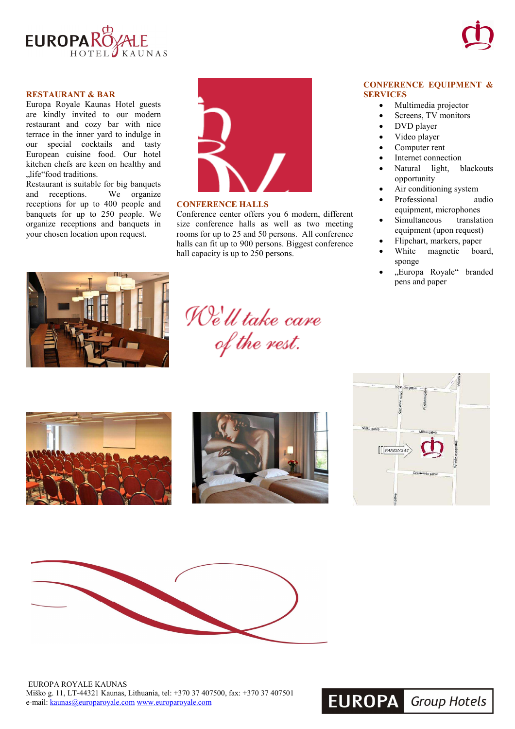## RESTAURANT & BAR

Europa Royale Kaunas Hotel guests are kindly invited to our modern restaurant and cozy bar with nice terrace in the inner yard to indulge in our special cocktails and tasty European cuisine food. Our hotel kitchen chefs are keen on healthy and „life"food traditions.

Restaurant is suitable for big banquets and receptions. We organize receptions for up to 400 people and banquets for up to 250 people. We organize receptions and banquets in your chosen location upon request.

## CONFERENCE HALLS

Conference center offers you 6 modern, different size conference halls as well as two meeting rooms for up to 25 and 50 persons. All conference halls can fit up to 900 persons. Biggest conference hall capacity is up to 250 persons.

## CONFERENCE EQUIPMENT & SERVICES

- Multimedia projector
- Screens, TV monitors
- DVD player
- Video player
- Computer rent
- Internet connection
- Natural light, blackouts opportunity
- Air conditioning system
- Professional audio equipment, microphones
- Simultaneous translation equipment (upon request)
- Flipchart, markers, paper
- White magnetic board, sponge
- „Europa Royale" branded pens and paper

*We'll take care of the rest.*

EUROPA ROYALE KAUNAS
Miško g. 11, LT-44321 Kaunas, Lithuania, tel: +370 37 407500, fax: +370 37 407501
e-mail: kaunas@europaroyale.com www.europaroyale.com

EUROPA Group Hotels